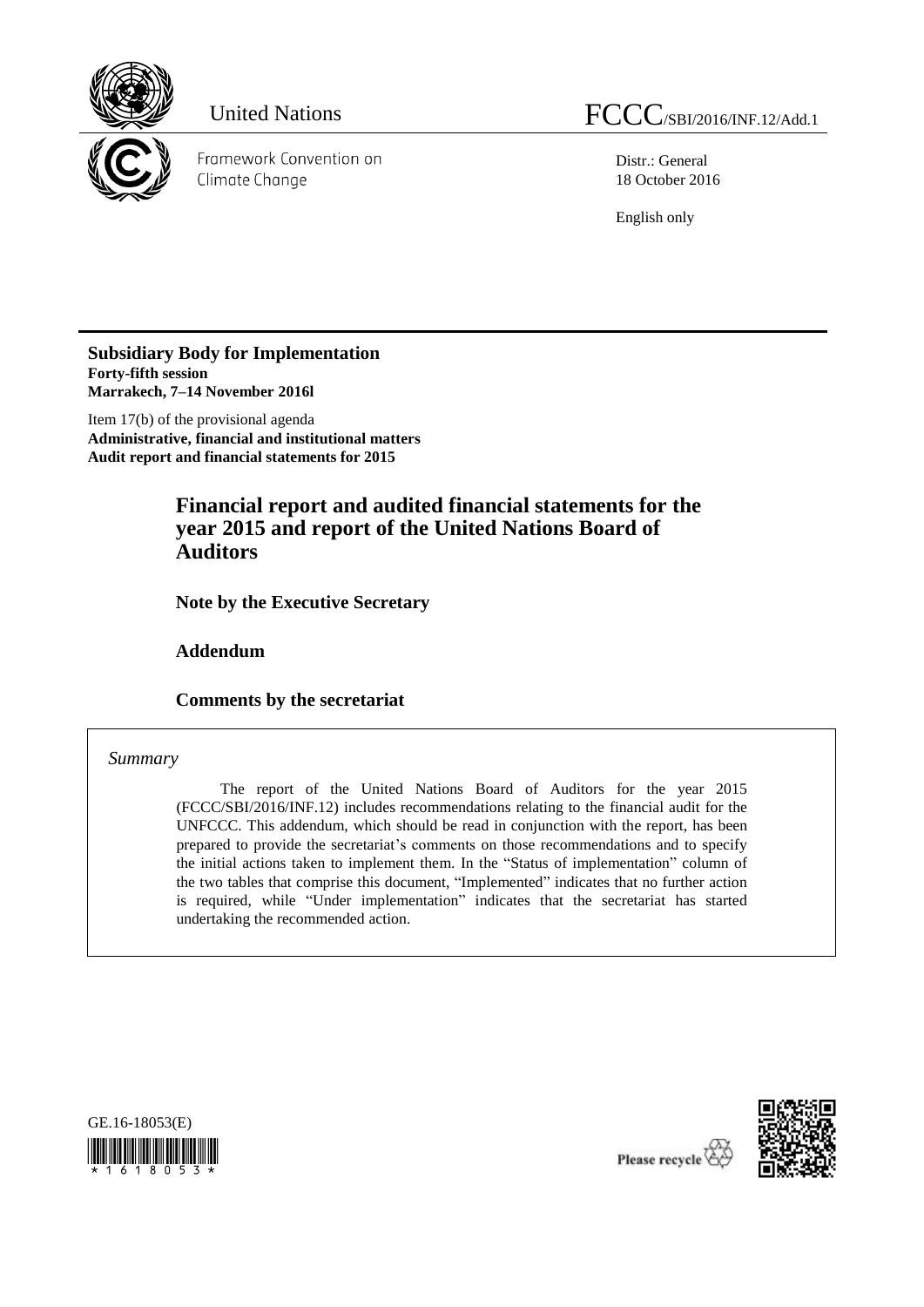United Nations FCCC/SBI/2016/INF.12/Add.1

Framework Convention on Climate Change

Distr.: General
18 October 2016

English only

**Subsidiary Body for Implementation**
**Forty-fifth session**
**Marrakech, 7–14 November 2016l**

Item 17(b) of the provisional agenda
**Administrative, financial and institutional matters**
**Audit report and financial statements for 2015**

# Financial report and audited financial statements for the year 2015 and report of the United Nations Board of Auditors

## Note by the Executive Secretary

## Addendum

## Comments by the secretariat

*Summary*

The report of the United Nations Board of Auditors for the year 2015 (FCCC/SBI/2016/INF.12) includes recommendations relating to the financial audit for the UNFCCC. This addendum, which should be read in conjunction with the report, has been prepared to provide the secretariat's comments on those recommendations and to specify the initial actions taken to implement them. In the "Status of implementation" column of the two tables that comprise this document, "Implemented" indicates that no further action is required, while "Under implementation" indicates that the secretariat has started undertaking the recommended action.

GE.16-18053(E)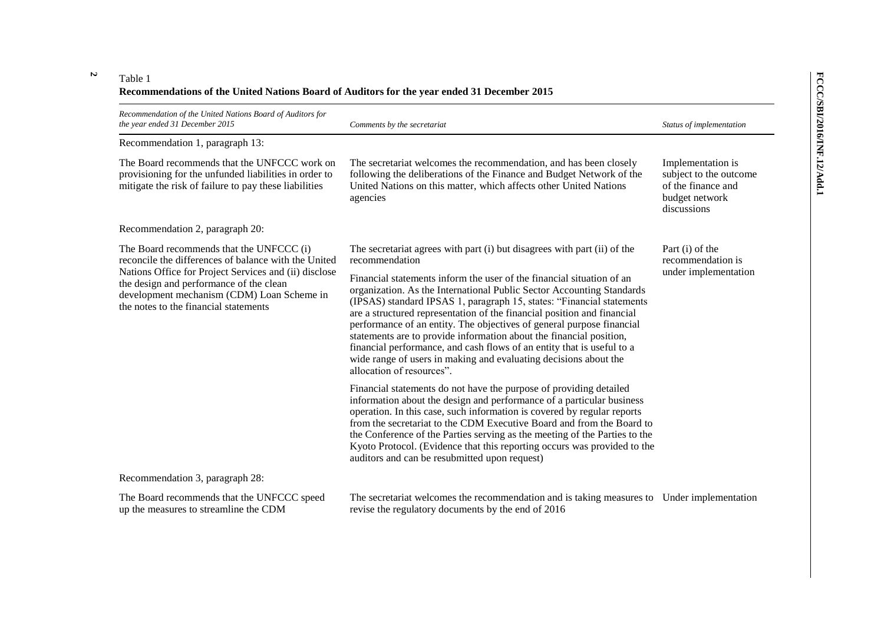Table 1

**Recommendations of the United Nations Board of Auditors for the year ended 31 December 2015**

| *Recommendation of the United Nations Board of Auditors for the year ended 31 December 2015* | *Comments by the secretariat* | *Status of implementation* |
|---|---|---|
| Recommendation 1, paragraph 13: | | |
| The Board recommends that the UNFCCC work on provisioning for the unfunded liabilities in order to mitigate the risk of failure to pay these liabilities | The secretariat welcomes the recommendation, and has been closely following the deliberations of the Finance and Budget Network of the United Nations on this matter, which affects other United Nations agencies | Implementation is subject to the outcome of the finance and budget network discussions |
| Recommendation 2, paragraph 20: | | |
| The Board recommends that the UNFCCC (i) reconcile the differences of balance with the United Nations Office for Project Services and (ii) disclose the design and performance of the clean development mechanism (CDM) Loan Scheme in the notes to the financial statements | The secretariat agrees with part (i) but disagrees with part (ii) of the recommendation<br><br>Financial statements inform the user of the financial situation of an organization. As the International Public Sector Accounting Standards (IPSAS) standard IPSAS 1, paragraph 15, states: "Financial statements are a structured representation of the financial position and financial performance of an entity. The objectives of general purpose financial statements are to provide information about the financial position, financial performance, and cash flows of an entity that is useful to a wide range of users in making and evaluating decisions about the allocation of resources".<br><br>Financial statements do not have the purpose of providing detailed information about the design and performance of a particular business operation. In this case, such information is covered by regular reports from the secretariat to the CDM Executive Board and from the Board to the Conference of the Parties serving as the meeting of the Parties to the Kyoto Protocol. (Evidence that this reporting occurs was provided to the auditors and can be resubmitted upon request) | Part (i) of the recommendation is under implementation |
| Recommendation 3, paragraph 28: | | |
| The Board recommends that the UNFCCC speed up the measures to streamline the CDM | The secretariat welcomes the recommendation and is taking measures to revise the regulatory documents by the end of 2016 | Under implementation |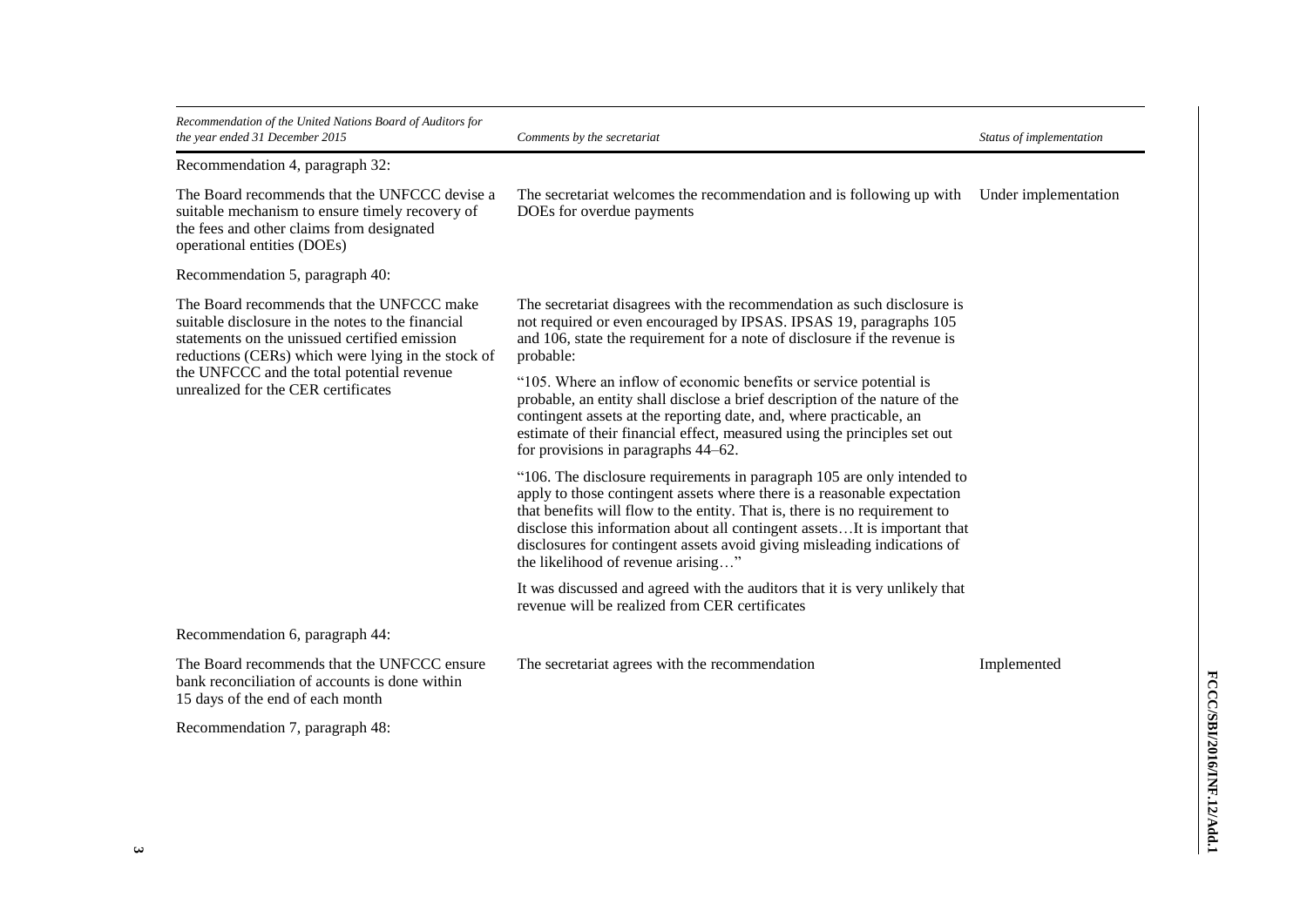| *Recommendation of the United Nations Board of Auditors for the year ended 31 December 2015* | *Comments by the secretariat* | *Status of implementation* |
|---|---|---|
| Recommendation 4, paragraph 32: | | |
| The Board recommends that the UNFCCC devise a suitable mechanism to ensure timely recovery of the fees and other claims from designated operational entities (DOEs) | The secretariat welcomes the recommendation and is following up with DOEs for overdue payments | Under implementation |
| Recommendation 5, paragraph 40: | | |
| The Board recommends that the UNFCCC make suitable disclosure in the notes to the financial statements on the unissued certified emission reductions (CERs) which were lying in the stock of the UNFCCC and the total potential revenue unrealized for the CER certificates | The secretariat disagrees with the recommendation as such disclosure is not required or even encouraged by IPSAS. IPSAS 19, paragraphs 105 and 106, state the requirement for a note of disclosure if the revenue is probable:<br><br>"105. Where an inflow of economic benefits or service potential is probable, an entity shall disclose a brief description of the nature of the contingent assets at the reporting date, and, where practicable, an estimate of their financial effect, measured using the principles set out for provisions in paragraphs 44–62.<br><br>"106. The disclosure requirements in paragraph 105 are only intended to apply to those contingent assets where there is a reasonable expectation that benefits will flow to the entity. That is, there is no requirement to disclose this information about all contingent assets…It is important that disclosures for contingent assets avoid giving misleading indications of the likelihood of revenue arising…"<br><br>It was discussed and agreed with the auditors that it is very unlikely that revenue will be realized from CER certificates | |
| Recommendation 6, paragraph 44: | | |
| The Board recommends that the UNFCCC ensure bank reconciliation of accounts is done within 15 days of the end of each month | The secretariat agrees with the recommendation | Implemented |
| Recommendation 7, paragraph 48: | | |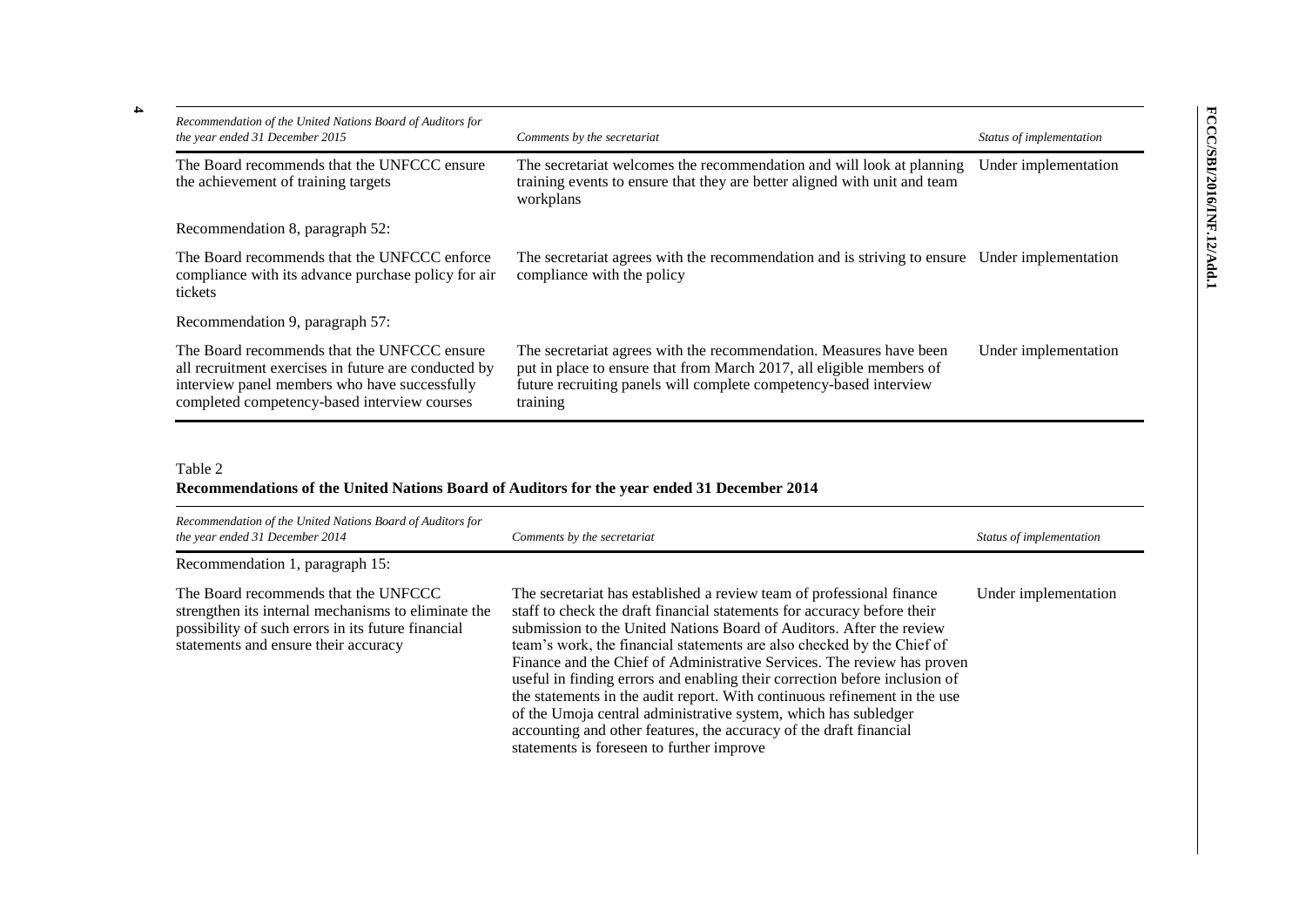| *Recommendation of the United Nations Board of Auditors for the year ended 31 December 2015* | *Comments by the secretariat* | *Status of implementation* |
|---|---|---|
| The Board recommends that the UNFCCC ensure the achievement of training targets | The secretariat welcomes the recommendation and will look at planning training events to ensure that they are better aligned with unit and team workplans | Under implementation |
| Recommendation 8, paragraph 52: | | |
| The Board recommends that the UNFCCC enforce compliance with its advance purchase policy for air tickets | The secretariat agrees with the recommendation and is striving to ensure compliance with the policy | Under implementation |
| Recommendation 9, paragraph 57: | | |
| The Board recommends that the UNFCCC ensure all recruitment exercises in future are conducted by interview panel members who have successfully completed competency-based interview courses | The secretariat agrees with the recommendation. Measures have been put in place to ensure that from March 2017, all eligible members of future recruiting panels will complete competency-based interview training | Under implementation |

Table 2

**Recommendations of the United Nations Board of Auditors for the year ended 31 December 2014**

| *Recommendation of the United Nations Board of Auditors for the year ended 31 December 2014* | *Comments by the secretariat* | *Status of implementation* |
|---|---|---|
| Recommendation 1, paragraph 15: | | |
| The Board recommends that the UNFCCC strengthen its internal mechanisms to eliminate the possibility of such errors in its future financial statements and ensure their accuracy | The secretariat has established a review team of professional finance staff to check the draft financial statements for accuracy before their submission to the United Nations Board of Auditors. After the review team's work, the financial statements are also checked by the Chief of Finance and the Chief of Administrative Services. The review has proven useful in finding errors and enabling their correction before inclusion of the statements in the audit report. With continuous refinement in the use of the Umoja central administrative system, which has subledger accounting and other features, the accuracy of the draft financial statements is foreseen to further improve | Under implementation |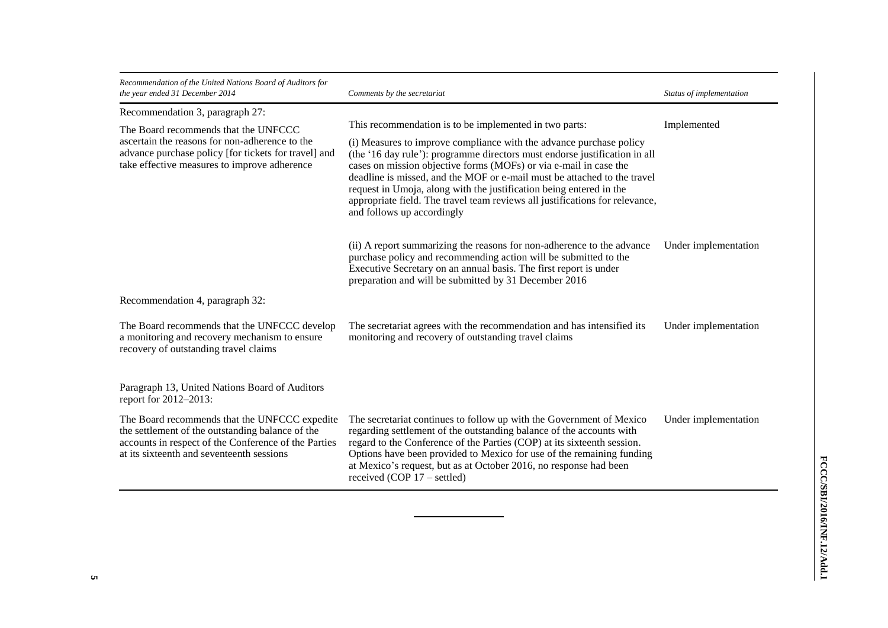| *Recommendation of the United Nations Board of Auditors for the year ended 31 December 2014* | *Comments by the secretariat* | *Status of implementation* |
| --- | --- | --- |
| Recommendation 3, paragraph 27: | | |
| The Board recommends that the UNFCCC ascertain the reasons for non-adherence to the advance purchase policy [for tickets for travel] and take effective measures to improve adherence | This recommendation is to be implemented in two parts: (i) Measures to improve compliance with the advance purchase policy (the '16 day rule'): programme directors must endorse justification in all cases on mission objective forms (MOFs) or via e-mail in case the deadline is missed, and the MOF or e-mail must be attached to the travel request in Umoja, along with the justification being entered in the appropriate field. The travel team reviews all justifications for relevance, and follows up accordingly | Implemented |
| | (ii) A report summarizing the reasons for non-adherence to the advance purchase policy and recommending action will be submitted to the Executive Secretary on an annual basis. The first report is under preparation and will be submitted by 31 December 2016 | Under implementation |
| Recommendation 4, paragraph 32: | | |
| The Board recommends that the UNFCCC develop a monitoring and recovery mechanism to ensure recovery of outstanding travel claims | The secretariat agrees with the recommendation and has intensified its monitoring and recovery of outstanding travel claims | Under implementation |
| Paragraph 13, United Nations Board of Auditors report for 2012–2013: | | |
| The Board recommends that the UNFCCC expedite the settlement of the outstanding balance of the accounts in respect of the Conference of the Parties at its sixteenth and seventeenth sessions | The secretariat continues to follow up with the Government of Mexico regarding settlement of the outstanding balance of the accounts with regard to the Conference of the Parties (COP) at its sixteenth session. Options have been provided to Mexico for use of the remaining funding at Mexico's request, but as at October 2016, no response had been received (COP 17 – settled) | Under implementation |